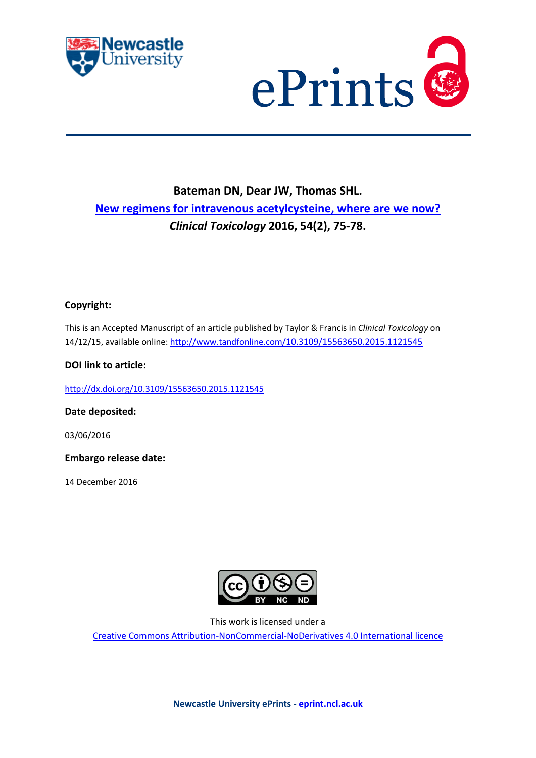**Bateman DN, Dear JW, Thomas SHL.**

**[New regimens for intravenous acetylcysteine, where are we now?](http://dx.doi.org/10.3109/15563650.2015.1121545)**

***Clinical Toxicology* 2016, 54(2), 75-78.**

**Copyright:**

This is an Accepted Manuscript of an article published by Taylor & Francis in *Clinical Toxicology* on 14/12/15, available online: http://www.tandfonline.com/10.3109/15563650.2015.1121545

**DOI link to article:**

http://dx.doi.org/10.3109/15563650.2015.1121545

**Date deposited:**

03/06/2016

**Embargo release date:**

14 December 2016

This work is licensed under a

Creative Commons Attribution-NonCommercial-NoDerivatives 4.0 International licence

**Newcastle University ePrints - eprint.ncl.ac.uk**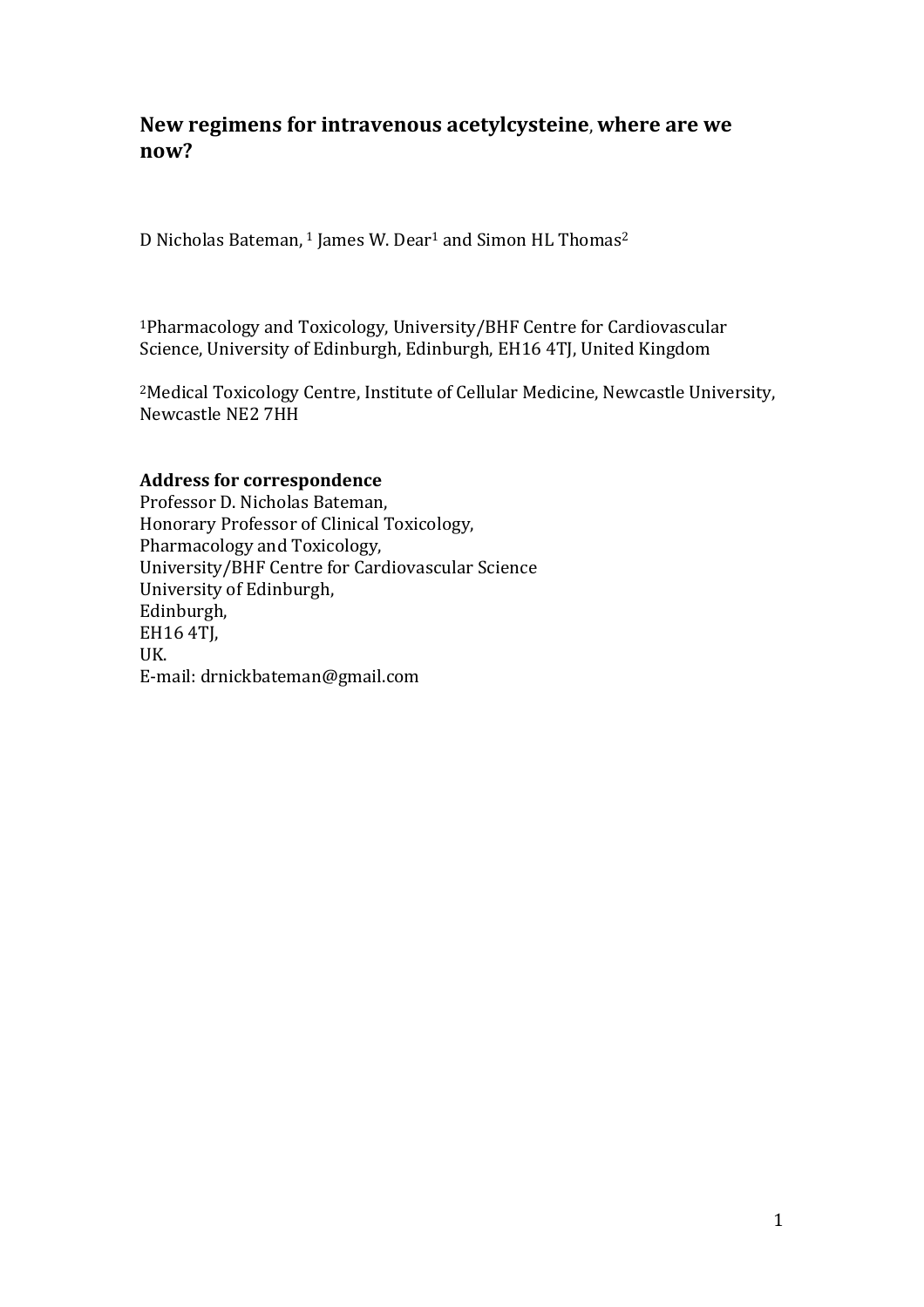# New regimens for intravenous acetylcysteine, where are we now?

D Nicholas Bateman, [1] James W. Dear[1] and Simon HL Thomas[2]

[1]Pharmacology and Toxicology, University/BHF Centre for Cardiovascular Science, University of Edinburgh, Edinburgh, EH16 4TJ, United Kingdom

[2]Medical Toxicology Centre, Institute of Cellular Medicine, Newcastle University, Newcastle NE2 7HH

**Address for correspondence**
Professor D. Nicholas Bateman,
Honorary Professor of Clinical Toxicology,
Pharmacology and Toxicology,
University/BHF Centre for Cardiovascular Science
University of Edinburgh,
Edinburgh,
EH16 4TJ,
UK.
E-mail: drnickbateman@gmail.com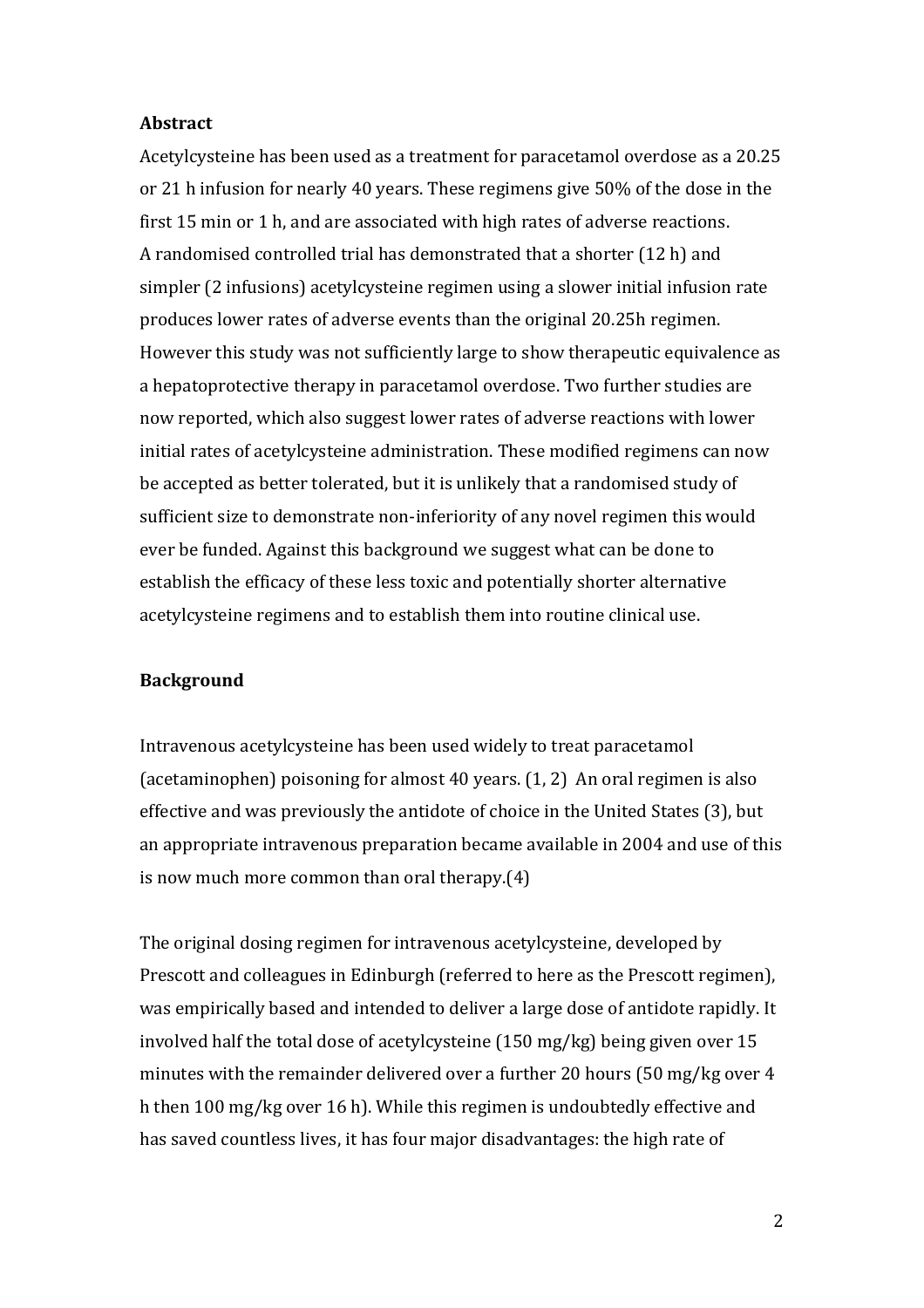**Abstract**

Acetylcysteine has been used as a treatment for paracetamol overdose as a 20.25 or 21 h infusion for nearly 40 years. These regimens give 50% of the dose in the first 15 min or 1 h, and are associated with high rates of adverse reactions. A randomised controlled trial has demonstrated that a shorter (12 h) and simpler (2 infusions) acetylcysteine regimen using a slower initial infusion rate produces lower rates of adverse events than the original 20.25h regimen. However this study was not sufficiently large to show therapeutic equivalence as a hepatoprotective therapy in paracetamol overdose. Two further studies are now reported, which also suggest lower rates of adverse reactions with lower initial rates of acetylcysteine administration. These modified regimens can now be accepted as better tolerated, but it is unlikely that a randomised study of sufficient size to demonstrate non-inferiority of any novel regimen this would ever be funded. Against this background we suggest what can be done to establish the efficacy of these less toxic and potentially shorter alternative acetylcysteine regimens and to establish them into routine clinical use.

**Background**

Intravenous acetylcysteine has been used widely to treat paracetamol (acetaminophen) poisoning for almost 40 years. (1, 2) An oral regimen is also effective and was previously the antidote of choice in the United States (3), but an appropriate intravenous preparation became available in 2004 and use of this is now much more common than oral therapy.(4)

The original dosing regimen for intravenous acetylcysteine, developed by Prescott and colleagues in Edinburgh (referred to here as the Prescott regimen), was empirically based and intended to deliver a large dose of antidote rapidly. It involved half the total dose of acetylcysteine (150 mg/kg) being given over 15 minutes with the remainder delivered over a further 20 hours (50 mg/kg over 4 h then 100 mg/kg over 16 h). While this regimen is undoubtedly effective and has saved countless lives, it has four major disadvantages: the high rate of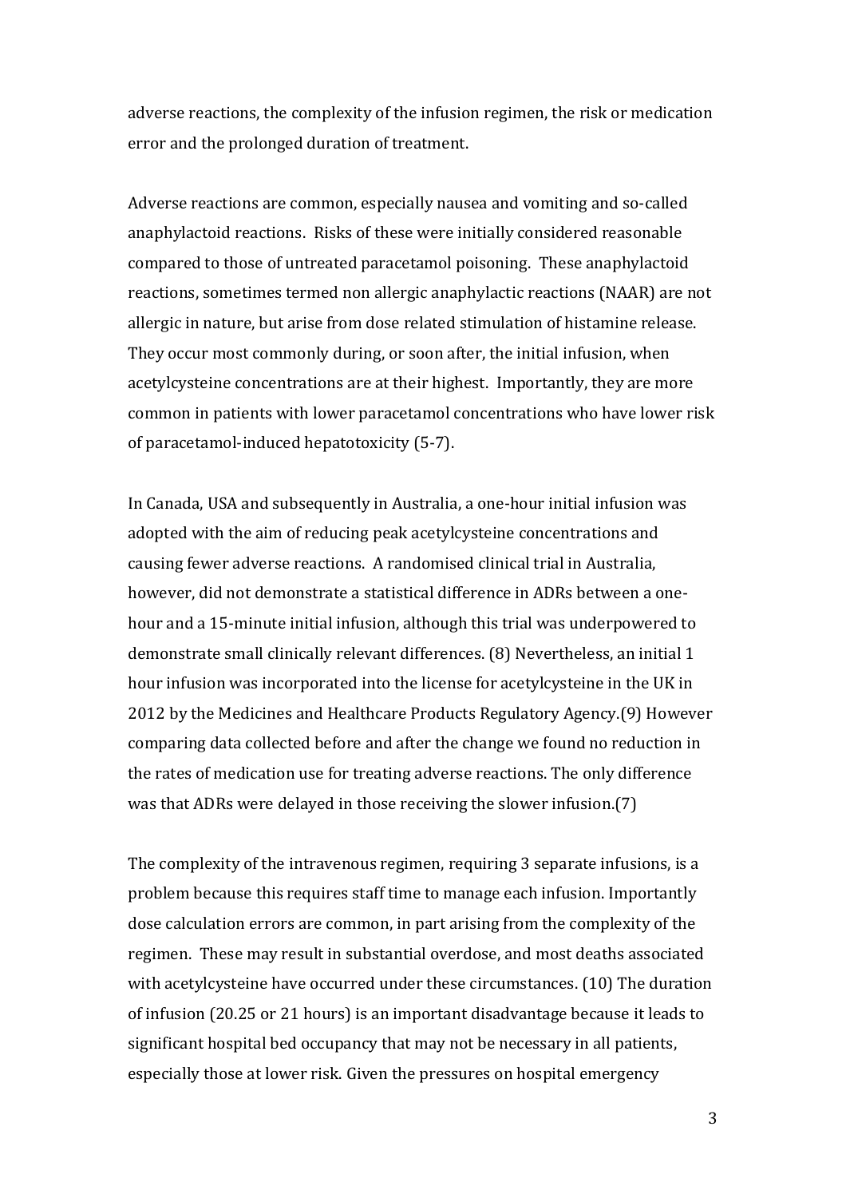adverse reactions, the complexity of the infusion regimen, the risk or medication error and the prolonged duration of treatment.

Adverse reactions are common, especially nausea and vomiting and so-called anaphylactoid reactions. Risks of these were initially considered reasonable compared to those of untreated paracetamol poisoning. These anaphylactoid reactions, sometimes termed non allergic anaphylactic reactions (NAAR) are not allergic in nature, but arise from dose related stimulation of histamine release. They occur most commonly during, or soon after, the initial infusion, when acetylcysteine concentrations are at their highest. Importantly, they are more common in patients with lower paracetamol concentrations who have lower risk of paracetamol-induced hepatotoxicity (5-7).

In Canada, USA and subsequently in Australia, a one-hour initial infusion was adopted with the aim of reducing peak acetylcysteine concentrations and causing fewer adverse reactions. A randomised clinical trial in Australia, however, did not demonstrate a statistical difference in ADRs between a one-hour and a 15-minute initial infusion, although this trial was underpowered to demonstrate small clinically relevant differences. (8) Nevertheless, an initial 1 hour infusion was incorporated into the license for acetylcysteine in the UK in 2012 by the Medicines and Healthcare Products Regulatory Agency.(9) However comparing data collected before and after the change we found no reduction in the rates of medication use for treating adverse reactions. The only difference was that ADRs were delayed in those receiving the slower infusion.(7)

The complexity of the intravenous regimen, requiring 3 separate infusions, is a problem because this requires staff time to manage each infusion. Importantly dose calculation errors are common, in part arising from the complexity of the regimen. These may result in substantial overdose, and most deaths associated with acetylcysteine have occurred under these circumstances. (10) The duration of infusion (20.25 or 21 hours) is an important disadvantage because it leads to significant hospital bed occupancy that may not be necessary in all patients, especially those at lower risk. Given the pressures on hospital emergency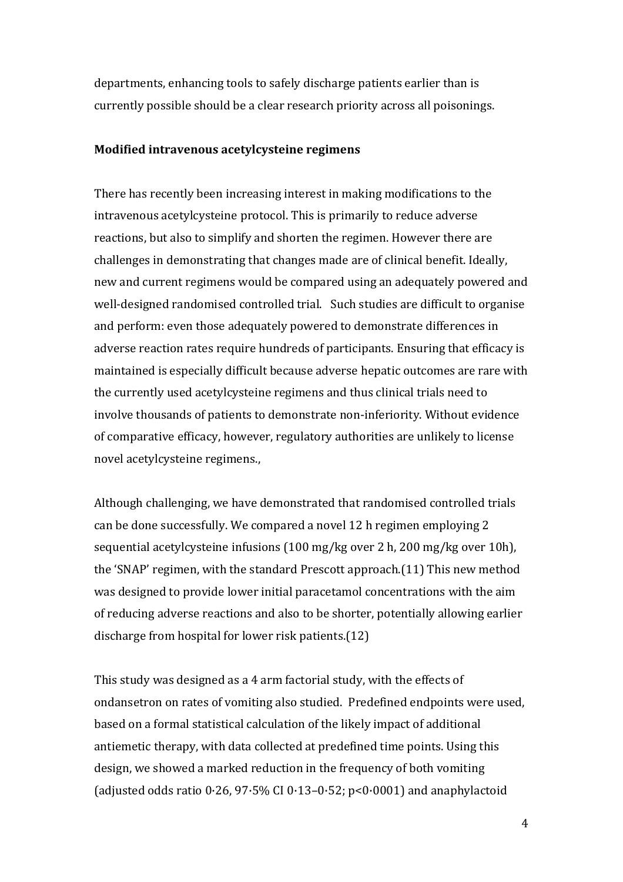departments, enhancing tools to safely discharge patients earlier than is currently possible should be a clear research priority across all poisonings.

**Modified intravenous acetylcysteine regimens**

There has recently been increasing interest in making modifications to the intravenous acetylcysteine protocol. This is primarily to reduce adverse reactions, but also to simplify and shorten the regimen. However there are challenges in demonstrating that changes made are of clinical benefit. Ideally, new and current regimens would be compared using an adequately powered and well-designed randomised controlled trial.  Such studies are difficult to organise and perform: even those adequately powered to demonstrate differences in adverse reaction rates require hundreds of participants. Ensuring that efficacy is maintained is especially difficult because adverse hepatic outcomes are rare with the currently used acetylcysteine regimens and thus clinical trials need to involve thousands of patients to demonstrate non-inferiority. Without evidence of comparative efficacy, however, regulatory authorities are unlikely to license novel acetylcysteine regimens.,

Although challenging, we have demonstrated that randomised controlled trials can be done successfully. We compared a novel 12 h regimen employing 2 sequential acetylcysteine infusions (100 mg/kg over 2 h, 200 mg/kg over 10h), the 'SNAP' regimen, with the standard Prescott approach.(11) This new method was designed to provide lower initial paracetamol concentrations with the aim of reducing adverse reactions and also to be shorter, potentially allowing earlier discharge from hospital for lower risk patients.(12)

This study was designed as a 4 arm factorial study, with the effects of ondansetron on rates of vomiting also studied.  Predefined endpoints were used, based on a formal statistical calculation of the likely impact of additional antiemetic therapy, with data collected at predefined time points. Using this design, we showed a marked reduction in the frequency of both vomiting (adjusted odds ratio 0·26, 97·5% CI 0·13–0·52; $p<0·0001$) and anaphylactoid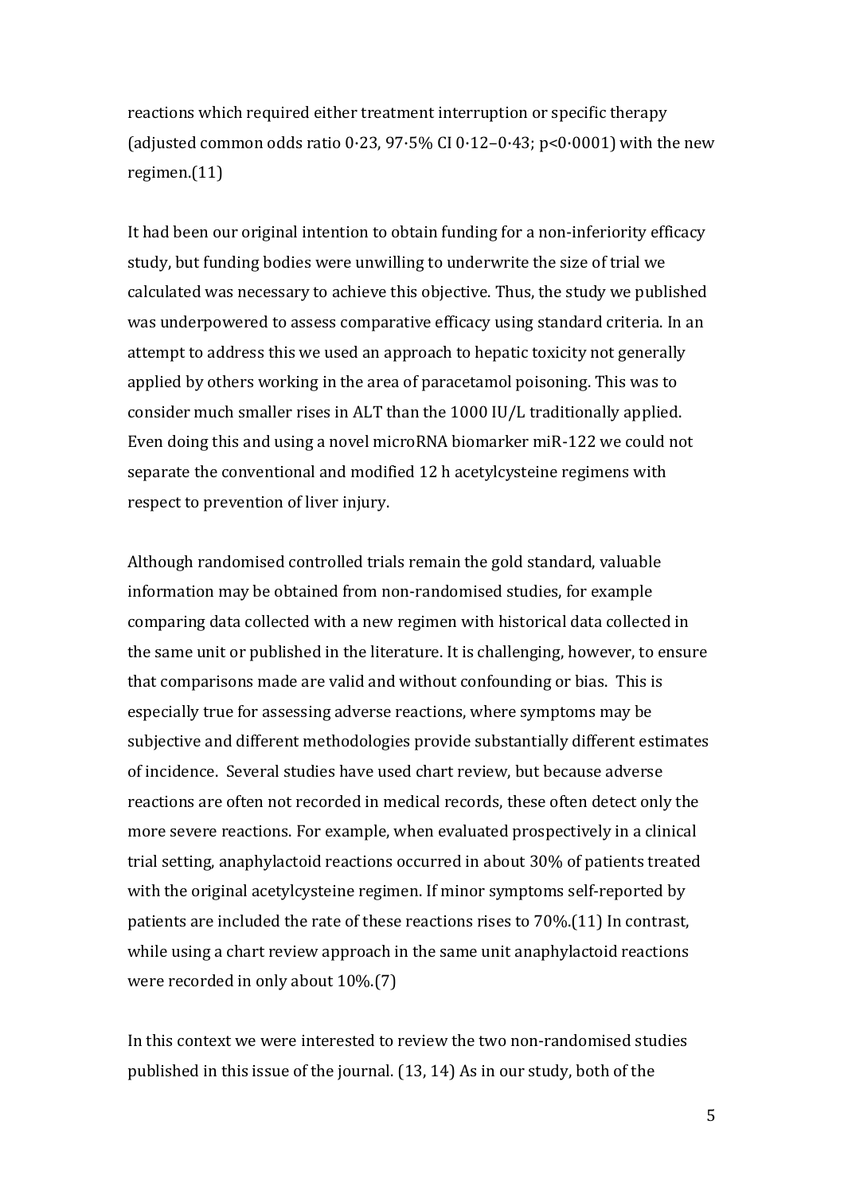reactions which required either treatment interruption or specific therapy (adjusted common odds ratio 0·23, 97·5% CI 0·12–0·43; p<0·0001) with the new regimen.(11)

It had been our original intention to obtain funding for a non-inferiority efficacy study, but funding bodies were unwilling to underwrite the size of trial we calculated was necessary to achieve this objective. Thus, the study we published was underpowered to assess comparative efficacy using standard criteria. In an attempt to address this we used an approach to hepatic toxicity not generally applied by others working in the area of paracetamol poisoning. This was to consider much smaller rises in ALT than the 1000 IU/L traditionally applied. Even doing this and using a novel microRNA biomarker miR-122 we could not separate the conventional and modified 12 h acetylcysteine regimens with respect to prevention of liver injury.

Although randomised controlled trials remain the gold standard, valuable information may be obtained from non-randomised studies, for example comparing data collected with a new regimen with historical data collected in the same unit or published in the literature. It is challenging, however, to ensure that comparisons made are valid and without confounding or bias. This is especially true for assessing adverse reactions, where symptoms may be subjective and different methodologies provide substantially different estimates of incidence. Several studies have used chart review, but because adverse reactions are often not recorded in medical records, these often detect only the more severe reactions. For example, when evaluated prospectively in a clinical trial setting, anaphylactoid reactions occurred in about 30% of patients treated with the original acetylcysteine regimen. If minor symptoms self-reported by patients are included the rate of these reactions rises to 70%.(11) In contrast, while using a chart review approach in the same unit anaphylactoid reactions were recorded in only about 10%.(7)

In this context we were interested to review the two non-randomised studies published in this issue of the journal. (13, 14) As in our study, both of the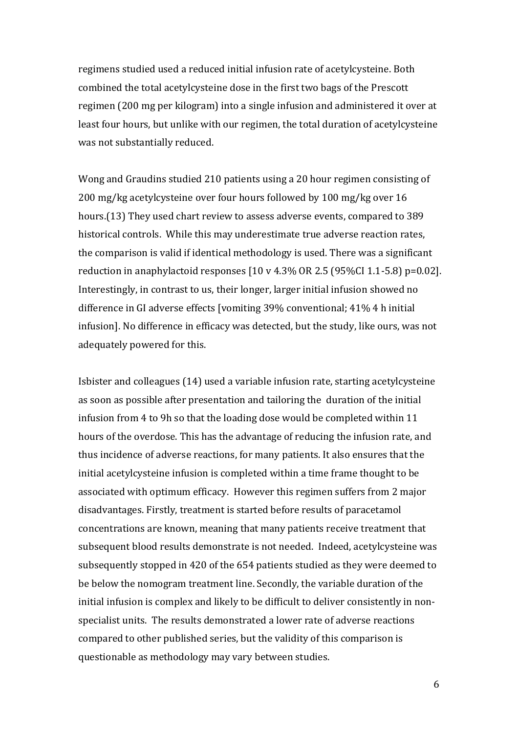regimens studied used a reduced initial infusion rate of acetylcysteine. Both combined the total acetylcysteine dose in the first two bags of the Prescott regimen (200 mg per kilogram) into a single infusion and administered it over at least four hours, but unlike with our regimen, the total duration of acetylcysteine was not substantially reduced.

Wong and Graudins studied 210 patients using a 20 hour regimen consisting of 200 mg/kg acetylcysteine over four hours followed by 100 mg/kg over 16 hours.(13) They used chart review to assess adverse events, compared to 389 historical controls. While this may underestimate true adverse reaction rates, the comparison is valid if identical methodology is used. There was a significant reduction in anaphylactoid responses [10 v 4.3% OR 2.5 (95%CI 1.1-5.8) p=0.02]. Interestingly, in contrast to us, their longer, larger initial infusion showed no difference in GI adverse effects [vomiting 39% conventional; 41% 4 h initial infusion]. No difference in efficacy was detected, but the study, like ours, was not adequately powered for this.

Isbister and colleagues (14) used a variable infusion rate, starting acetylcysteine as soon as possible after presentation and tailoring the duration of the initial infusion from 4 to 9h so that the loading dose would be completed within 11 hours of the overdose. This has the advantage of reducing the infusion rate, and thus incidence of adverse reactions, for many patients. It also ensures that the initial acetylcysteine infusion is completed within a time frame thought to be associated with optimum efficacy. However this regimen suffers from 2 major disadvantages. Firstly, treatment is started before results of paracetamol concentrations are known, meaning that many patients receive treatment that subsequent blood results demonstrate is not needed. Indeed, acetylcysteine was subsequently stopped in 420 of the 654 patients studied as they were deemed to be below the nomogram treatment line. Secondly, the variable duration of the initial infusion is complex and likely to be difficult to deliver consistently in non-specialist units. The results demonstrated a lower rate of adverse reactions compared to other published series, but the validity of this comparison is questionable as methodology may vary between studies.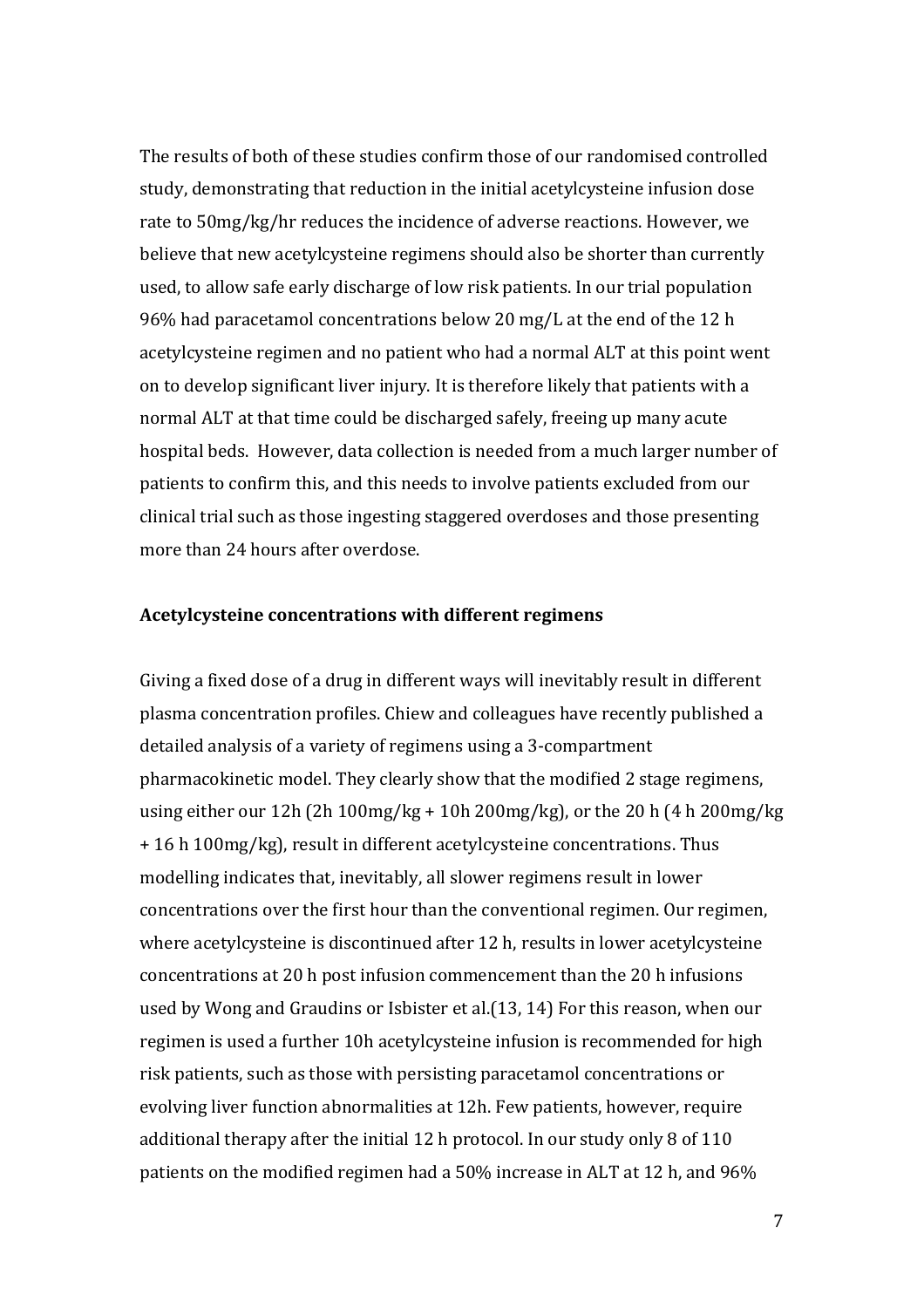The results of both of these studies confirm those of our randomised controlled study, demonstrating that reduction in the initial acetylcysteine infusion dose rate to 50mg/kg/hr reduces the incidence of adverse reactions. However, we believe that new acetylcysteine regimens should also be shorter than currently used, to allow safe early discharge of low risk patients. In our trial population 96% had paracetamol concentrations below 20 mg/L at the end of the 12 h acetylcysteine regimen and no patient who had a normal ALT at this point went on to develop significant liver injury. It is therefore likely that patients with a normal ALT at that time could be discharged safely, freeing up many acute hospital beds. However, data collection is needed from a much larger number of patients to confirm this, and this needs to involve patients excluded from our clinical trial such as those ingesting staggered overdoses and those presenting more than 24 hours after overdose.

**Acetylcysteine concentrations with different regimens**

Giving a fixed dose of a drug in different ways will inevitably result in different plasma concentration profiles. Chiew and colleagues have recently published a detailed analysis of a variety of regimens using a 3-compartment pharmacokinetic model. They clearly show that the modified 2 stage regimens, using either our 12h (2h 100mg/kg + 10h 200mg/kg), or the 20 h (4 h 200mg/kg + 16 h 100mg/kg), result in different acetylcysteine concentrations. Thus modelling indicates that, inevitably, all slower regimens result in lower concentrations over the first hour than the conventional regimen. Our regimen, where acetylcysteine is discontinued after 12 h, results in lower acetylcysteine concentrations at 20 h post infusion commencement than the 20 h infusions used by Wong and Graudins or Isbister et al.(13, 14) For this reason, when our regimen is used a further 10h acetylcysteine infusion is recommended for high risk patients, such as those with persisting paracetamol concentrations or evolving liver function abnormalities at 12h. Few patients, however, require additional therapy after the initial 12 h protocol. In our study only 8 of 110 patients on the modified regimen had a 50% increase in ALT at 12 h, and 96%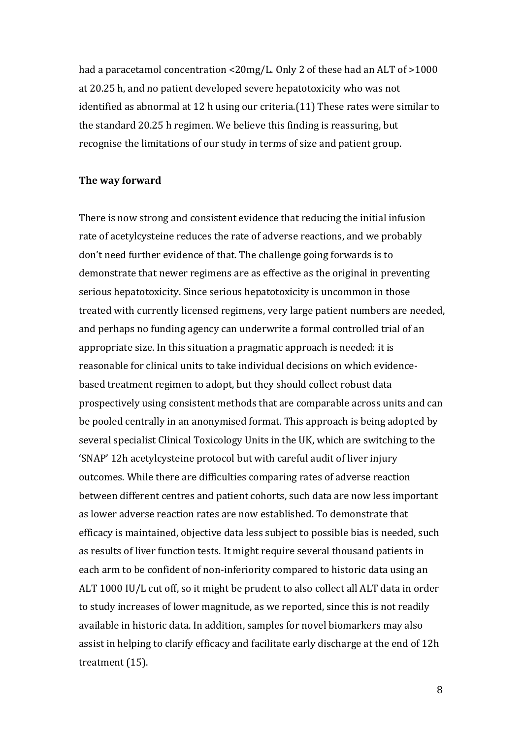had a paracetamol concentration <20mg/L. Only 2 of these had an ALT of >1000 at 20.25 h, and no patient developed severe hepatotoxicity who was not identified as abnormal at 12 h using our criteria.(11) These rates were similar to the standard 20.25 h regimen. We believe this finding is reassuring, but recognise the limitations of our study in terms of size and patient group.

**The way forward**

There is now strong and consistent evidence that reducing the initial infusion rate of acetylcysteine reduces the rate of adverse reactions, and we probably don't need further evidence of that. The challenge going forwards is to demonstrate that newer regimens are as effective as the original in preventing serious hepatotoxicity. Since serious hepatotoxicity is uncommon in those treated with currently licensed regimens, very large patient numbers are needed, and perhaps no funding agency can underwrite a formal controlled trial of an appropriate size. In this situation a pragmatic approach is needed: it is reasonable for clinical units to take individual decisions on which evidence-based treatment regimen to adopt, but they should collect robust data prospectively using consistent methods that are comparable across units and can be pooled centrally in an anonymised format. This approach is being adopted by several specialist Clinical Toxicology Units in the UK, which are switching to the 'SNAP' 12h acetylcysteine protocol but with careful audit of liver injury outcomes. While there are difficulties comparing rates of adverse reaction between different centres and patient cohorts, such data are now less important as lower adverse reaction rates are now established. To demonstrate that efficacy is maintained, objective data less subject to possible bias is needed, such as results of liver function tests. It might require several thousand patients in each arm to be confident of non-inferiority compared to historic data using an ALT 1000 IU/L cut off, so it might be prudent to also collect all ALT data in order to study increases of lower magnitude, as we reported, since this is not readily available in historic data. In addition, samples for novel biomarkers may also assist in helping to clarify efficacy and facilitate early discharge at the end of 12h treatment (15).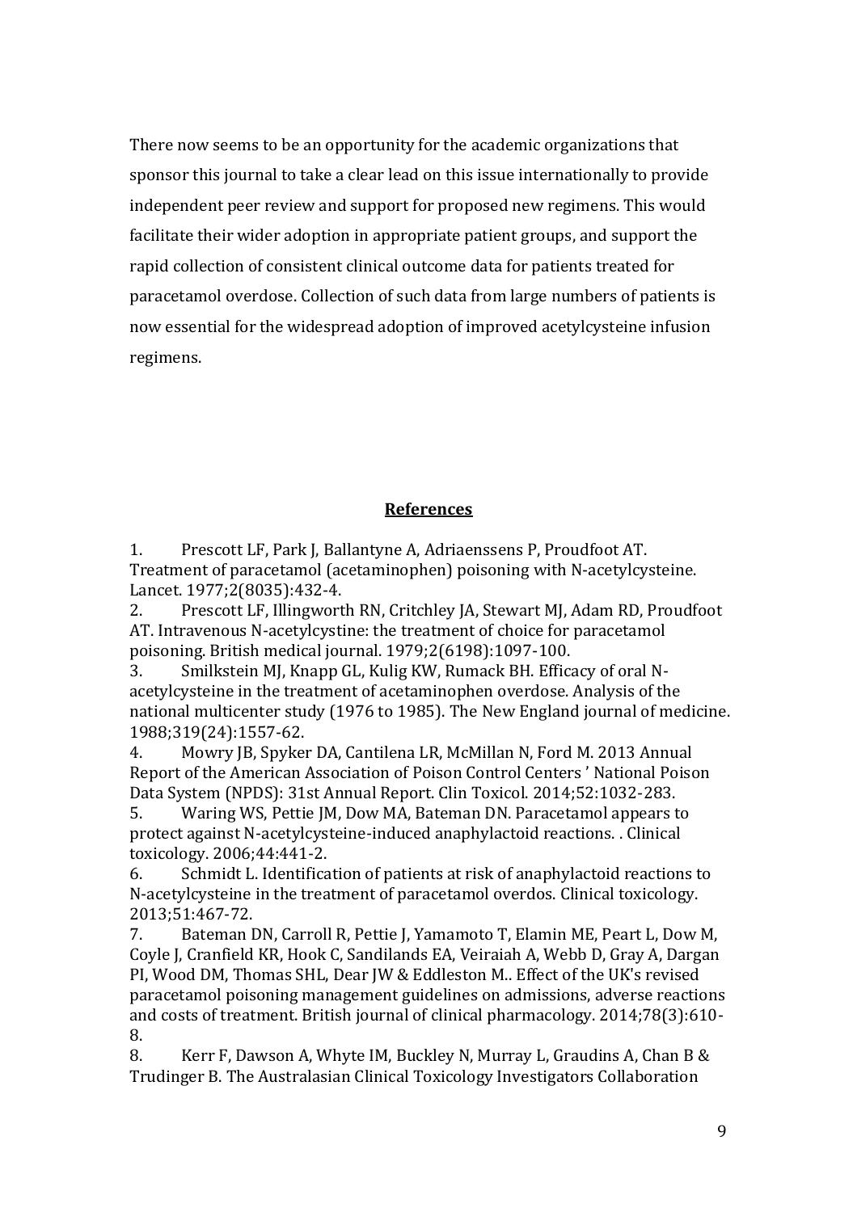There now seems to be an opportunity for the academic organizations that sponsor this journal to take a clear lead on this issue internationally to provide independent peer review and support for proposed new regimens. This would facilitate their wider adoption in appropriate patient groups, and support the rapid collection of consistent clinical outcome data for patients treated for paracetamol overdose. Collection of such data from large numbers of patients is now essential for the widespread adoption of improved acetylcysteine infusion regimens.

## References

1. Prescott LF, Park J, Ballantyne A, Adriaenssens P, Proudfoot AT. Treatment of paracetamol (acetaminophen) poisoning with N-acetylcysteine. Lancet. 1977;2(8035):432-4.
2. Prescott LF, Illingworth RN, Critchley JA, Stewart MJ, Adam RD, Proudfoot AT. Intravenous N-acetylcystine: the treatment of choice for paracetamol poisoning. British medical journal. 1979;2(6198):1097-100.
3. Smilkstein MJ, Knapp GL, Kulig KW, Rumack BH. Efficacy of oral N-acetylcysteine in the treatment of acetaminophen overdose. Analysis of the national multicenter study (1976 to 1985). The New England journal of medicine. 1988;319(24):1557-62.
4. Mowry JB, Spyker DA, Cantilena LR, McMillan N, Ford M. 2013 Annual Report of the American Association of Poison Control Centers ' National Poison Data System (NPDS): 31st Annual Report. Clin Toxicol. 2014;52:1032-283.
5. Waring WS, Pettie JM, Dow MA, Bateman DN. Paracetamol appears to protect against N-acetylcysteine-induced anaphylactoid reactions. . Clinical toxicology. 2006;44:441-2.
6. Schmidt L. Identification of patients at risk of anaphylactoid reactions to N-acetylcysteine in the treatment of paracetamol overdos. Clinical toxicology. 2013;51:467-72.
7. Bateman DN, Carroll R, Pettie J, Yamamoto T, Elamin ME, Peart L, Dow M, Coyle J, Cranfield KR, Hook C, Sandilands EA, Veiraiah A, Webb D, Gray A, Dargan PI, Wood DM, Thomas SHL, Dear JW & Eddleston M.. Effect of the UK's revised paracetamol poisoning management guidelines on admissions, adverse reactions and costs of treatment. British journal of clinical pharmacology. 2014;78(3):610-8.
8. Kerr F, Dawson A, Whyte IM, Buckley N, Murray L, Graudins A, Chan B & Trudinger B. The Australasian Clinical Toxicology Investigators Collaboration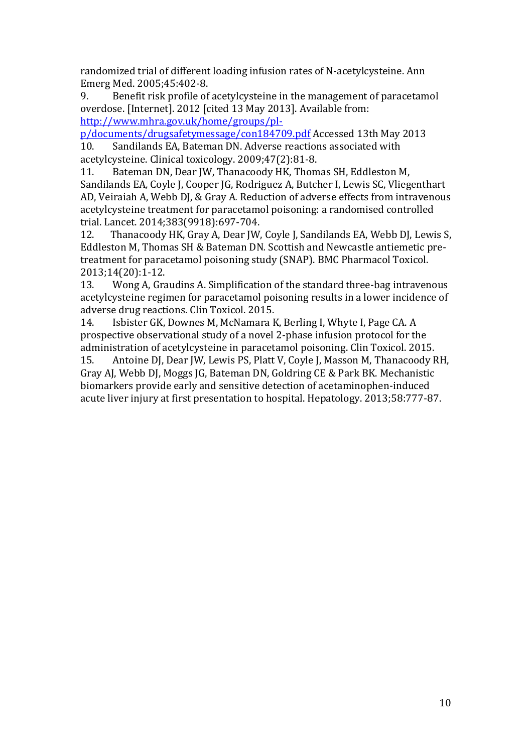randomized trial of different loading infusion rates of N-acetylcysteine. Ann Emerg Med. 2005;45:402-8.

9. Benefit risk profile of acetylcysteine in the management of paracetamol overdose. [Internet]. 2012 [cited 13 May 2013]. Available from: [http://www.mhra.gov.uk/home/groups/pl-p/documents/drugsafetymessage/con184709.pdf](http://www.mhra.gov.uk/home/groups/pl-p/documents/drugsafetymessage/con184709.pdf) Accessed 13th May 2013

10. Sandilands EA, Bateman DN. Adverse reactions associated with acetylcysteine. Clinical toxicology. 2009;47(2):81-8.

11. Bateman DN, Dear JW, Thanacoody HK, Thomas SH, Eddleston M, Sandilands EA, Coyle J, Cooper JG, Rodriguez A, Butcher I, Lewis SC, Vliegenthart AD, Veiraiah A, Webb DJ, & Gray A. Reduction of adverse effects from intravenous acetylcysteine treatment for paracetamol poisoning: a randomised controlled trial. Lancet. 2014;383(9918):697-704.

12. Thanacoody HK, Gray A, Dear JW, Coyle J, Sandilands EA, Webb DJ, Lewis S, Eddleston M, Thomas SH & Bateman DN. Scottish and Newcastle antiemetic pre-treatment for paracetamol poisoning study (SNAP). BMC Pharmacol Toxicol. 2013;14(20):1-12.

13. Wong A, Graudins A. Simplification of the standard three-bag intravenous acetylcysteine regimen for paracetamol poisoning results in a lower incidence of adverse drug reactions. Clin Toxicol. 2015.

14. Isbister GK, Downes M, McNamara K, Berling I, Whyte I, Page CA. A prospective observational study of a novel 2-phase infusion protocol for the administration of acetylcysteine in paracetamol poisoning. Clin Toxicol. 2015.

15. Antoine DJ, Dear JW, Lewis PS, Platt V, Coyle J, Masson M, Thanacoody RH, Gray AJ, Webb DJ, Moggs JG, Bateman DN, Goldring CE & Park BK. Mechanistic biomarkers provide early and sensitive detection of acetaminophen-induced acute liver injury at first presentation to hospital. Hepatology. 2013;58:777-87.